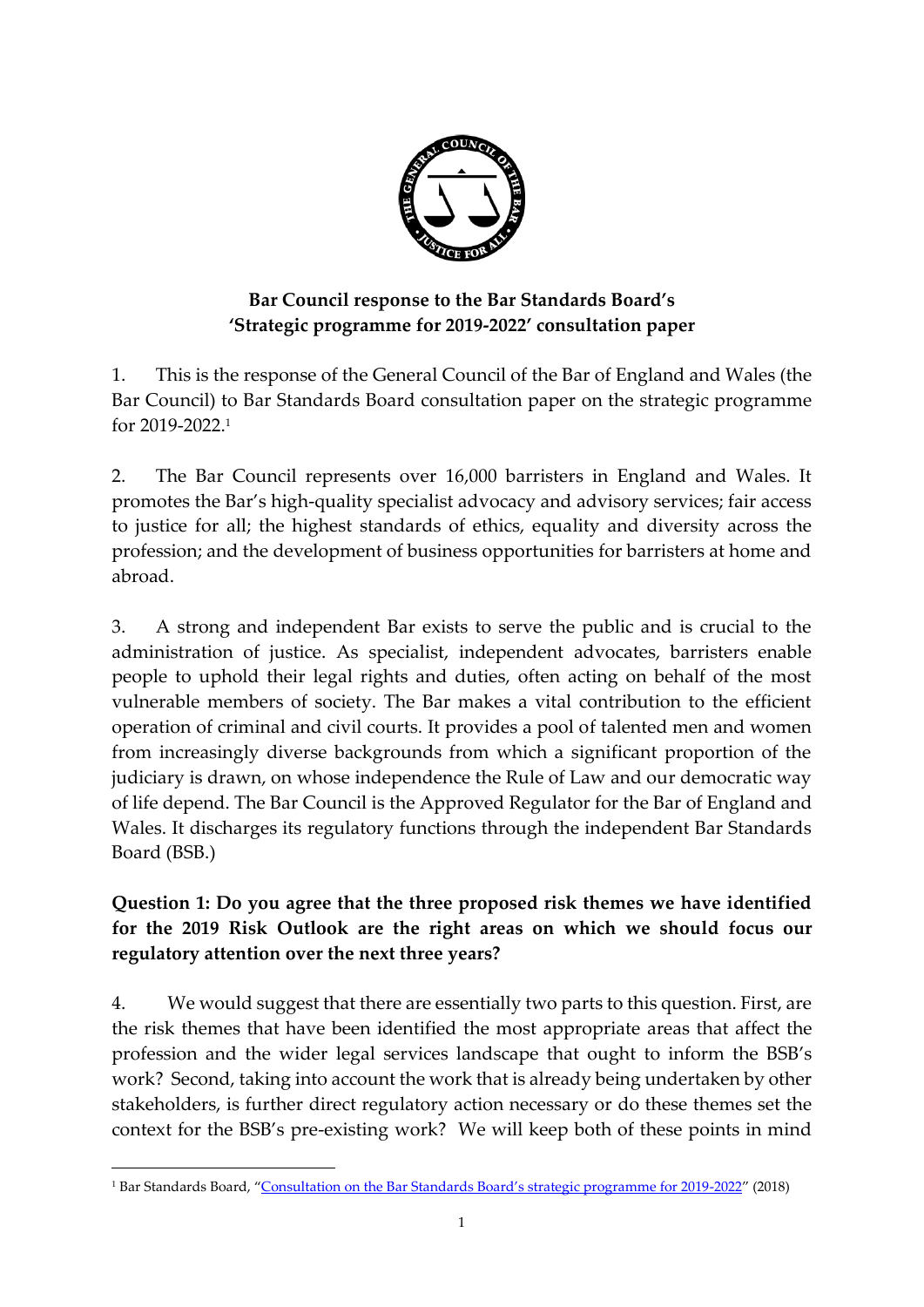**Bar Council response to the Bar Standards Board's 'Strategic programme for 2019-2022' consultation paper**

1. This is the response of the General Council of the Bar of England and Wales (the Bar Council) to Bar Standards Board consultation paper on the strategic programme for 2019-2022.[1]

2. The Bar Council represents over 16,000 barristers in England and Wales. It promotes the Bar's high-quality specialist advocacy and advisory services; fair access to justice for all; the highest standards of ethics, equality and diversity across the profession; and the development of business opportunities for barristers at home and abroad.

3. A strong and independent Bar exists to serve the public and is crucial to the administration of justice. As specialist, independent advocates, barristers enable people to uphold their legal rights and duties, often acting on behalf of the most vulnerable members of society. The Bar makes a vital contribution to the efficient operation of criminal and civil courts. It provides a pool of talented men and women from increasingly diverse backgrounds from which a significant proportion of the judiciary is drawn, on whose independence the Rule of Law and our democratic way of life depend. The Bar Council is the Approved Regulator for the Bar of England and Wales. It discharges its regulatory functions through the independent Bar Standards Board (BSB.)

**Question 1: Do you agree that the three proposed risk themes we have identified for the 2019 Risk Outlook are the right areas on which we should focus our regulatory attention over the next three years?**

4. We would suggest that there are essentially two parts to this question. First, are the risk themes that have been identified the most appropriate areas that affect the profession and the wider legal services landscape that ought to inform the BSB's work? Second, taking into account the work that is already being undertaken by other stakeholders, is further direct regulatory action necessary or do these themes set the context for the BSB's pre-existing work? We will keep both of these points in mind

---

[1] Bar Standards Board, "Consultation on the Bar Standards Board's strategic programme for 2019-2022" (2018)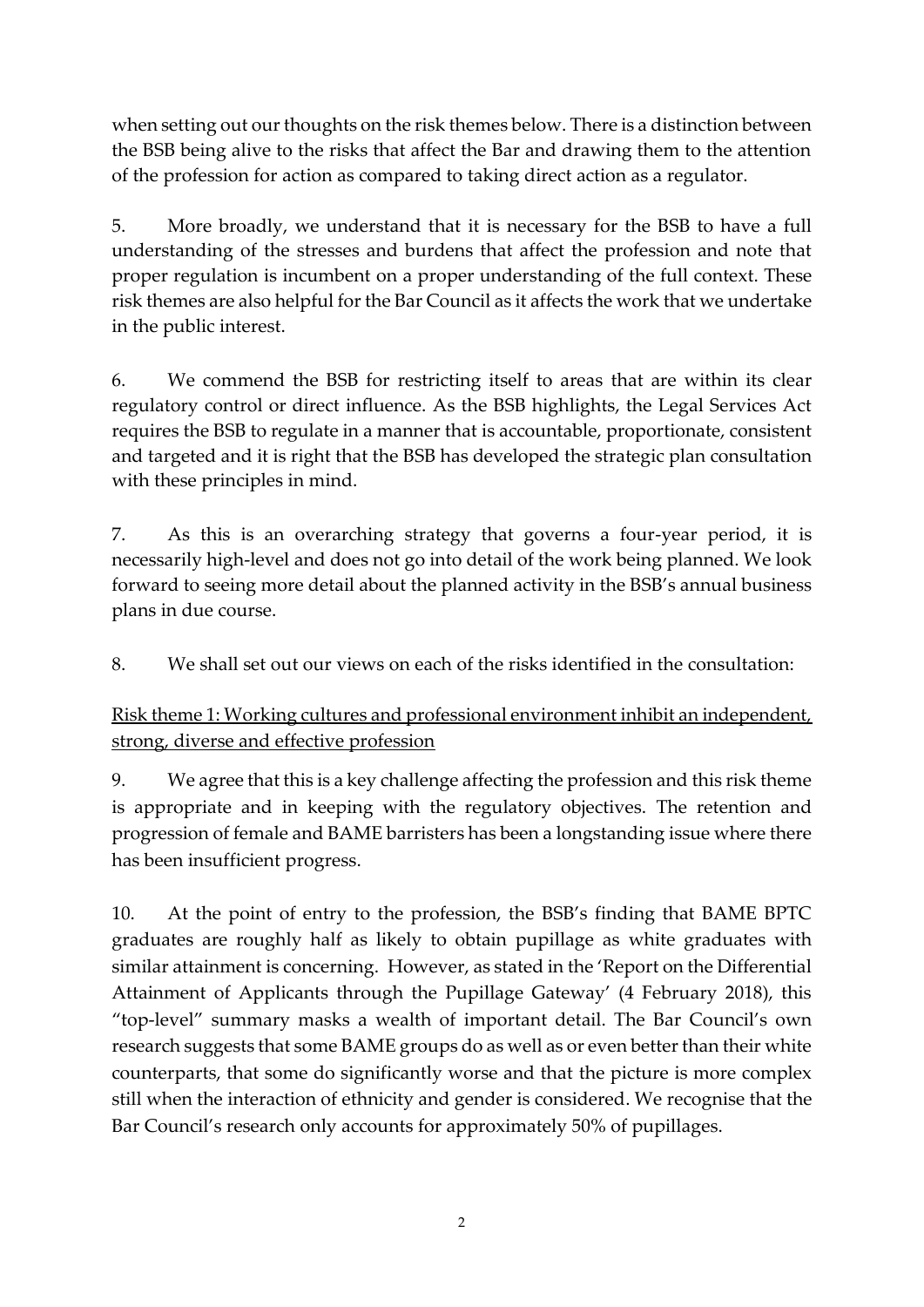when setting out our thoughts on the risk themes below. There is a distinction between the BSB being alive to the risks that affect the Bar and drawing them to the attention of the profession for action as compared to taking direct action as a regulator.

5. More broadly, we understand that it is necessary for the BSB to have a full understanding of the stresses and burdens that affect the profession and note that proper regulation is incumbent on a proper understanding of the full context. These risk themes are also helpful for the Bar Council as it affects the work that we undertake in the public interest.

6. We commend the BSB for restricting itself to areas that are within its clear regulatory control or direct influence. As the BSB highlights, the Legal Services Act requires the BSB to regulate in a manner that is accountable, proportionate, consistent and targeted and it is right that the BSB has developed the strategic plan consultation with these principles in mind.

7. As this is an overarching strategy that governs a four-year period, it is necessarily high-level and does not go into detail of the work being planned. We look forward to seeing more detail about the planned activity in the BSB's annual business plans in due course.

8. We shall set out our views on each of the risks identified in the consultation:

<u>Risk theme 1: Working cultures and professional environment inhibit an independent, strong, diverse and effective profession</u>

9. We agree that this is a key challenge affecting the profession and this risk theme is appropriate and in keeping with the regulatory objectives. The retention and progression of female and BAME barristers has been a longstanding issue where there has been insufficient progress.

10. At the point of entry to the profession, the BSB's finding that BAME BPTC graduates are roughly half as likely to obtain pupillage as white graduates with similar attainment is concerning. However, as stated in the 'Report on the Differential Attainment of Applicants through the Pupillage Gateway' (4 February 2018), this "top-level" summary masks a wealth of important detail. The Bar Council's own research suggests that some BAME groups do as well as or even better than their white counterparts, that some do significantly worse and that the picture is more complex still when the interaction of ethnicity and gender is considered. We recognise that the Bar Council's research only accounts for approximately 50% of pupillages.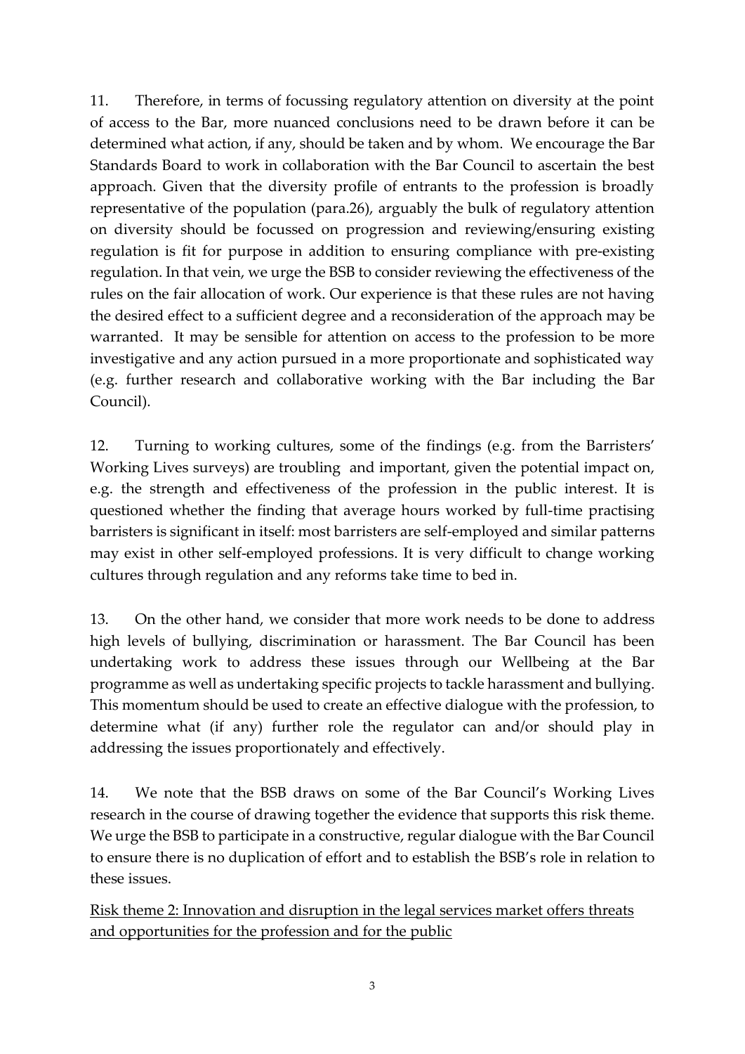11. Therefore, in terms of focussing regulatory attention on diversity at the point of access to the Bar, more nuanced conclusions need to be drawn before it can be determined what action, if any, should be taken and by whom. We encourage the Bar Standards Board to work in collaboration with the Bar Council to ascertain the best approach. Given that the diversity profile of entrants to the profession is broadly representative of the population (para.26), arguably the bulk of regulatory attention on diversity should be focussed on progression and reviewing/ensuring existing regulation is fit for purpose in addition to ensuring compliance with pre-existing regulation. In that vein, we urge the BSB to consider reviewing the effectiveness of the rules on the fair allocation of work. Our experience is that these rules are not having the desired effect to a sufficient degree and a reconsideration of the approach may be warranted. It may be sensible for attention on access to the profession to be more investigative and any action pursued in a more proportionate and sophisticated way (e.g. further research and collaborative working with the Bar including the Bar Council).

12. Turning to working cultures, some of the findings (e.g. from the Barristers' Working Lives surveys) are troubling and important, given the potential impact on, e.g. the strength and effectiveness of the profession in the public interest. It is questioned whether the finding that average hours worked by full-time practising barristers is significant in itself: most barristers are self-employed and similar patterns may exist in other self-employed professions. It is very difficult to change working cultures through regulation and any reforms take time to bed in.

13. On the other hand, we consider that more work needs to be done to address high levels of bullying, discrimination or harassment. The Bar Council has been undertaking work to address these issues through our Wellbeing at the Bar programme as well as undertaking specific projects to tackle harassment and bullying. This momentum should be used to create an effective dialogue with the profession, to determine what (if any) further role the regulator can and/or should play in addressing the issues proportionately and effectively.

14. We note that the BSB draws on some of the Bar Council's Working Lives research in the course of drawing together the evidence that supports this risk theme. We urge the BSB to participate in a constructive, regular dialogue with the Bar Council to ensure there is no duplication of effort and to establish the BSB's role in relation to these issues.

<u>Risk theme 2: Innovation and disruption in the legal services market offers threats and opportunities for the profession and for the public</u>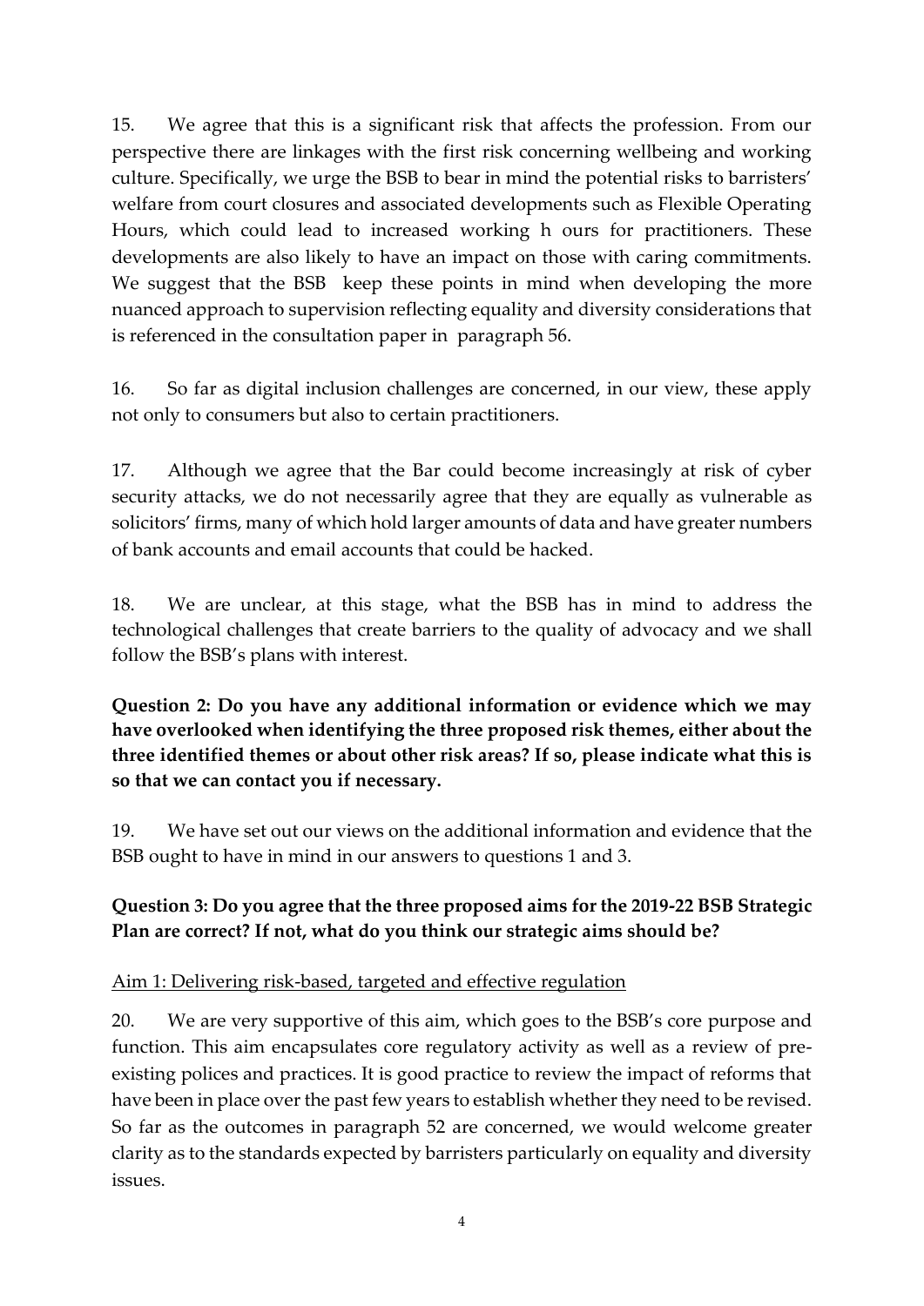15. We agree that this is a significant risk that affects the profession. From our perspective there are linkages with the first risk concerning wellbeing and working culture. Specifically, we urge the BSB to bear in mind the potential risks to barristers' welfare from court closures and associated developments such as Flexible Operating Hours, which could lead to increased working h ours for practitioners. These developments are also likely to have an impact on those with caring commitments. We suggest that the BSB keep these points in mind when developing the more nuanced approach to supervision reflecting equality and diversity considerations that is referenced in the consultation paper in paragraph 56.

16. So far as digital inclusion challenges are concerned, in our view, these apply not only to consumers but also to certain practitioners.

17. Although we agree that the Bar could become increasingly at risk of cyber security attacks, we do not necessarily agree that they are equally as vulnerable as solicitors' firms, many of which hold larger amounts of data and have greater numbers of bank accounts and email accounts that could be hacked.

18. We are unclear, at this stage, what the BSB has in mind to address the technological challenges that create barriers to the quality of advocacy and we shall follow the BSB's plans with interest.

**Question 2: Do you have any additional information or evidence which we may have overlooked when identifying the three proposed risk themes, either about the three identified themes or about other risk areas? If so, please indicate what this is so that we can contact you if necessary.**

19. We have set out our views on the additional information and evidence that the BSB ought to have in mind in our answers to questions 1 and 3.

**Question 3: Do you agree that the three proposed aims for the 2019-22 BSB Strategic Plan are correct? If not, what do you think our strategic aims should be?**

<u>Aim 1: Delivering risk-based, targeted and effective regulation</u>

20. We are very supportive of this aim, which goes to the BSB's core purpose and function. This aim encapsulates core regulatory activity as well as a review of pre-existing polices and practices. It is good practice to review the impact of reforms that have been in place over the past few years to establish whether they need to be revised. So far as the outcomes in paragraph 52 are concerned, we would welcome greater clarity as to the standards expected by barristers particularly on equality and diversity issues.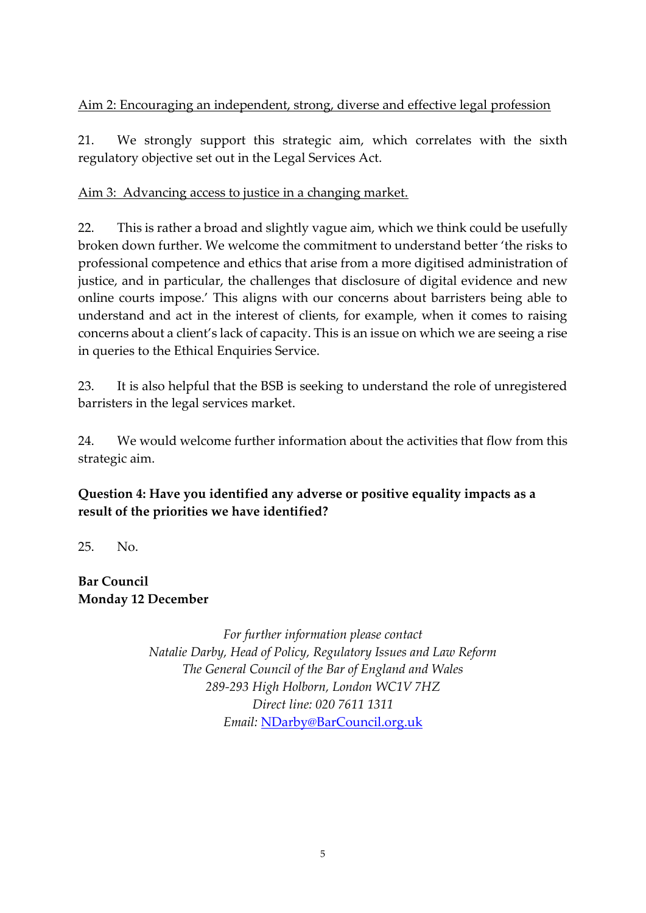<u>Aim 2: Encouraging an independent, strong, diverse and effective legal profession</u>

21. We strongly support this strategic aim, which correlates with the sixth regulatory objective set out in the Legal Services Act.

<u>Aim 3: Advancing access to justice in a changing market.</u>

22. This is rather a broad and slightly vague aim, which we think could be usefully broken down further. We welcome the commitment to understand better 'the risks to professional competence and ethics that arise from a more digitised administration of justice, and in particular, the challenges that disclosure of digital evidence and new online courts impose.' This aligns with our concerns about barristers being able to understand and act in the interest of clients, for example, when it comes to raising concerns about a client's lack of capacity. This is an issue on which we are seeing a rise in queries to the Ethical Enquiries Service.

23. It is also helpful that the BSB is seeking to understand the role of unregistered barristers in the legal services market.

24. We would welcome further information about the activities that flow from this strategic aim.

**Question 4: Have you identified any adverse or positive equality impacts as a result of the priorities we have identified?**

25. No.

**Bar Council**
**Monday 12 December**

*For further information please contact*
*Natalie Darby, Head of Policy, Regulatory Issues and Law Reform*
*The General Council of the Bar of England and Wales*
*289-293 High Holborn, London WC1V 7HZ*
*Direct line: 020 7611 1311*
*Email:* NDarby@BarCouncil.org.uk